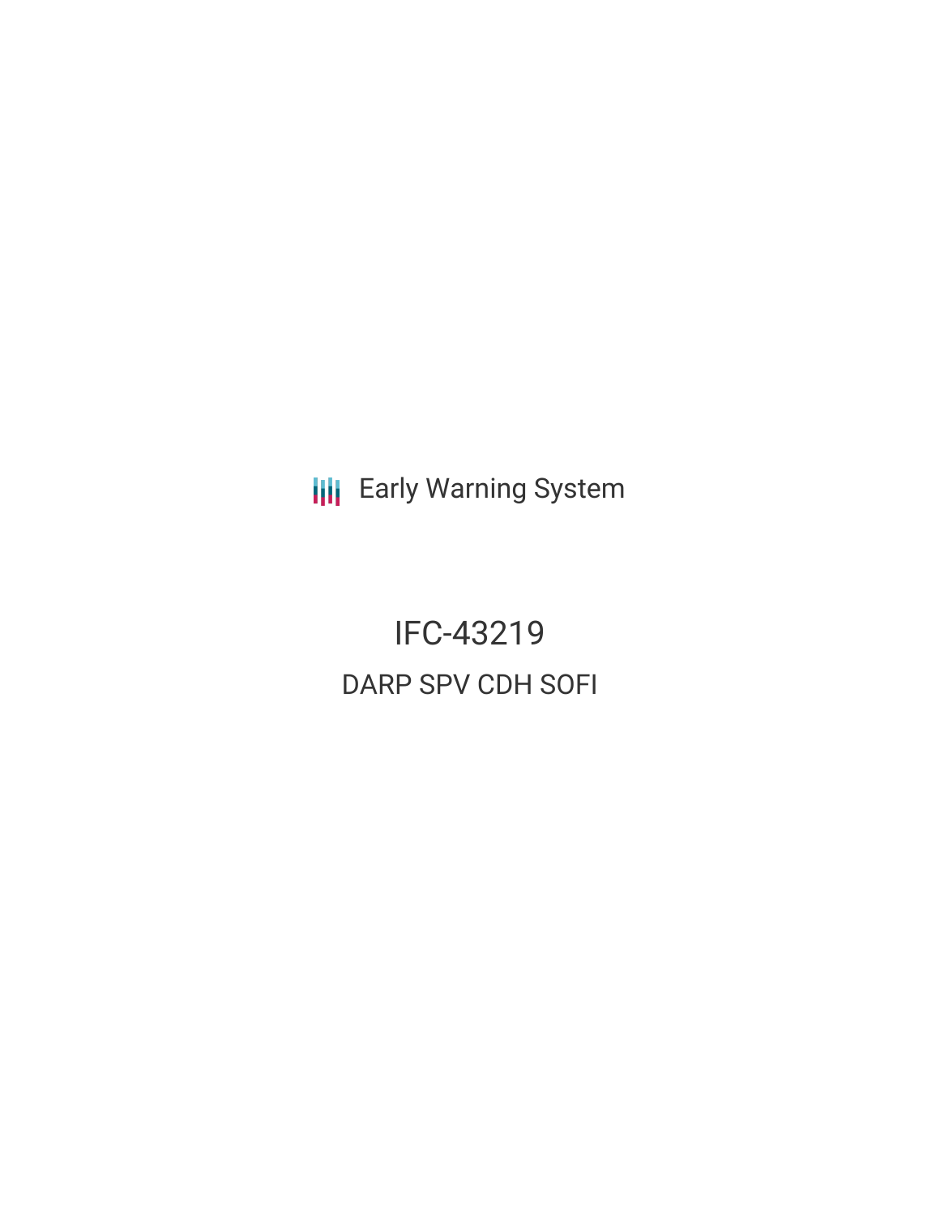Early Warning System

# IFC-43219

## DARP SPV CDH SOFI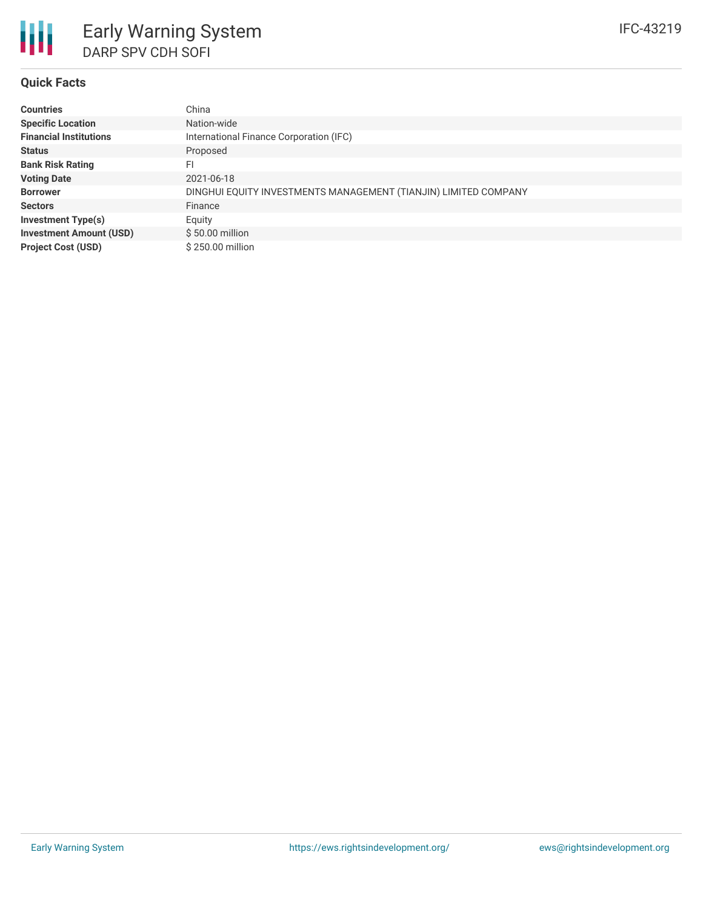# Early Warning System

## DARP SPV CDH SOFI

IFC-43219

### Quick Facts

| | |
|---|---|
| **Countries** | China |
| **Specific Location** | Nation-wide |
| **Financial Institutions** | International Finance Corporation (IFC) |
| **Status** | Proposed |
| **Bank Risk Rating** | FI |
| **Voting Date** | 2021-06-18 |
| **Borrower** | DINGHUI EQUITY INVESTMENTS MANAGEMENT (TIANJIN) LIMITED COMPANY |
| **Sectors** | Finance |
| **Investment Type(s)** | Equity |
| **Investment Amount (USD)** | $ 50.00 million |
| **Project Cost (USD)** | $ 250.00 million |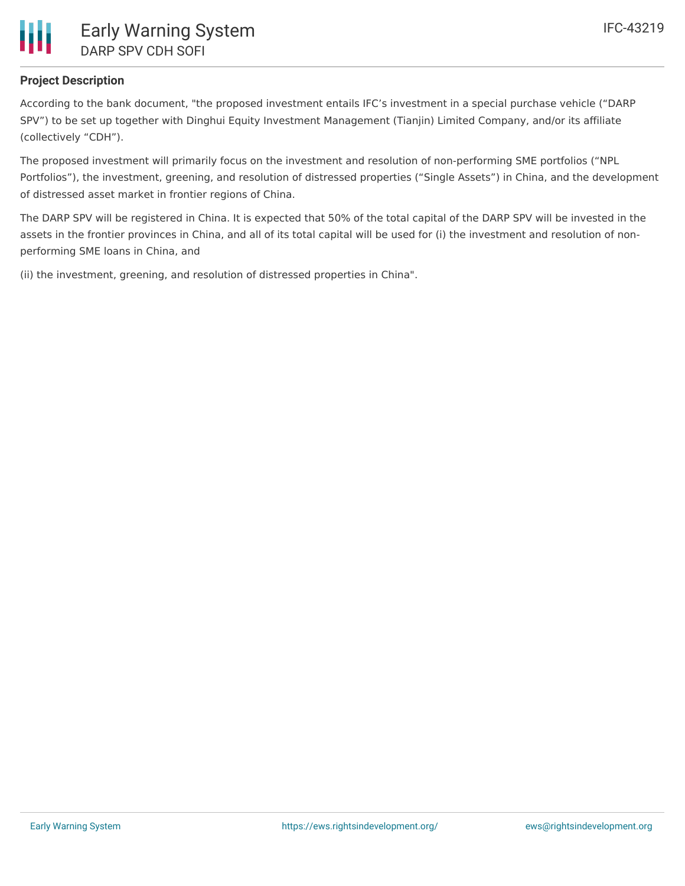## Project Description

According to the bank document, "the proposed investment entails IFC's investment in a special purchase vehicle ("DARP SPV") to be set up together with Dinghui Equity Investment Management (Tianjin) Limited Company, and/or its affiliate (collectively "CDH").

The proposed investment will primarily focus on the investment and resolution of non-performing SME portfolios ("NPL Portfolios"), the investment, greening, and resolution of distressed properties ("Single Assets") in China, and the development of distressed asset market in frontier regions of China.

The DARP SPV will be registered in China. It is expected that 50% of the total capital of the DARP SPV will be invested in the assets in the frontier provinces in China, and all of its total capital will be used for (i) the investment and resolution of non-performing SME loans in China, and

(ii) the investment, greening, and resolution of distressed properties in China".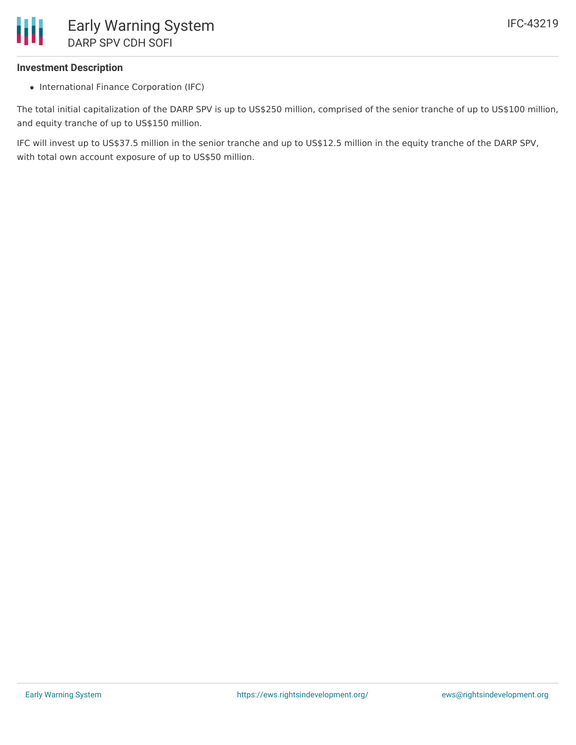### Investment Description

- International Finance Corporation (IFC)

The total initial capitalization of the DARP SPV is up to US$250 million, comprised of the senior tranche of up to US$100 million, and equity tranche of up to US$150 million.

IFC will invest up to US$37.5 million in the senior tranche and up to US$12.5 million in the equity tranche of the DARP SPV, with total own account exposure of up to US$50 million.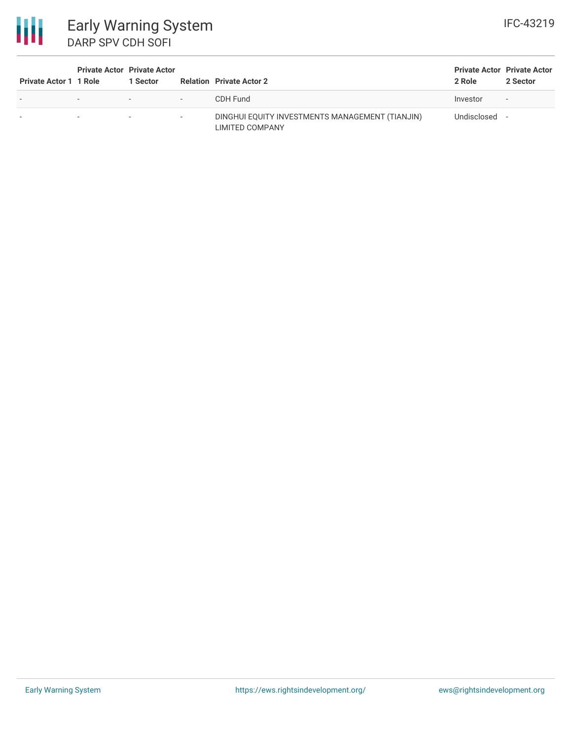| Private Actor 1 | Private Actor 1 Role | Private Actor 1 Sector | Relation | Private Actor 2 | Private Actor 2 Role | Private Actor 2 Sector |
|---|---|---|---|---|---|---|
| - | - | - | - | CDH Fund | Investor | - |
| - | - | - | - | DINGHUI EQUITY INVESTMENTS MANAGEMENT (TIANJIN) LIMITED COMPANY | Undisclosed | - |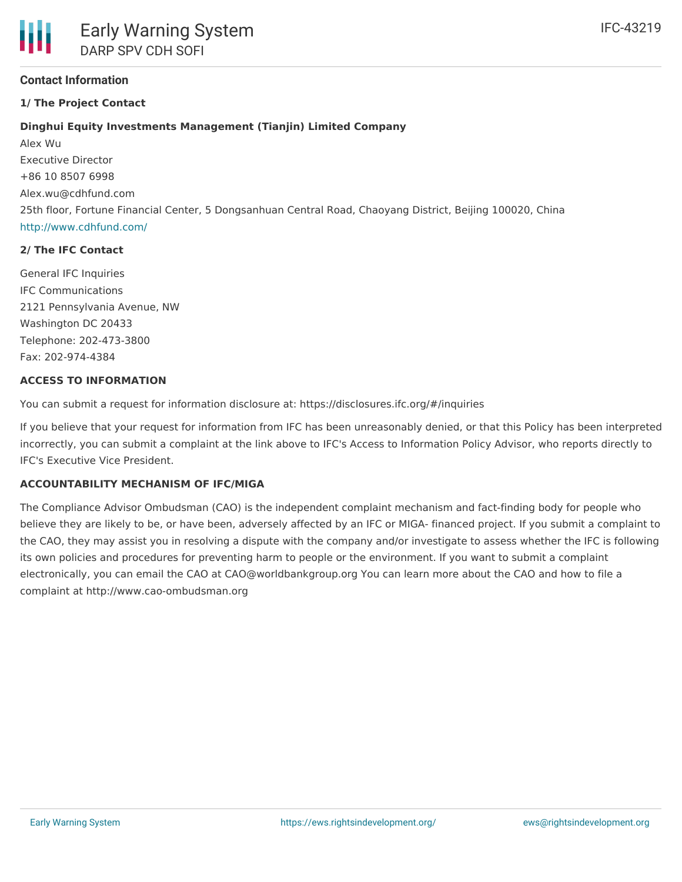## Contact Information

**1/ The Project Contact**

**Dinghui Equity Investments Management (Tianjin) Limited Company**

Alex Wu
Executive Director
+86 10 8507 6998
Alex.wu@cdhfund.com
25th floor, Fortune Financial Center, 5 Dongsanhuan Central Road, Chaoyang District, Beijing 100020, China
http://www.cdhfund.com/

**2/ The IFC Contact**

General IFC Inquiries
IFC Communications
2121 Pennsylvania Avenue, NW
Washington DC 20433
Telephone: 202-473-3800
Fax: 202-974-4384

**ACCESS TO INFORMATION**

You can submit a request for information disclosure at: https://disclosures.ifc.org/#/inquiries

If you believe that your request for information from IFC has been unreasonably denied, or that this Policy has been interpreted incorrectly, you can submit a complaint at the link above to IFC's Access to Information Policy Advisor, who reports directly to IFC's Executive Vice President.

**ACCOUNTABILITY MECHANISM OF IFC/MIGA**

The Compliance Advisor Ombudsman (CAO) is the independent complaint mechanism and fact-finding body for people who believe they are likely to be, or have been, adversely affected by an IFC or MIGA- financed project. If you submit a complaint to the CAO, they may assist you in resolving a dispute with the company and/or investigate to assess whether the IFC is following its own policies and procedures for preventing harm to people or the environment. If you want to submit a complaint electronically, you can email the CAO at CAO@worldbankgroup.org You can learn more about the CAO and how to file a complaint at http://www.cao-ombudsman.org